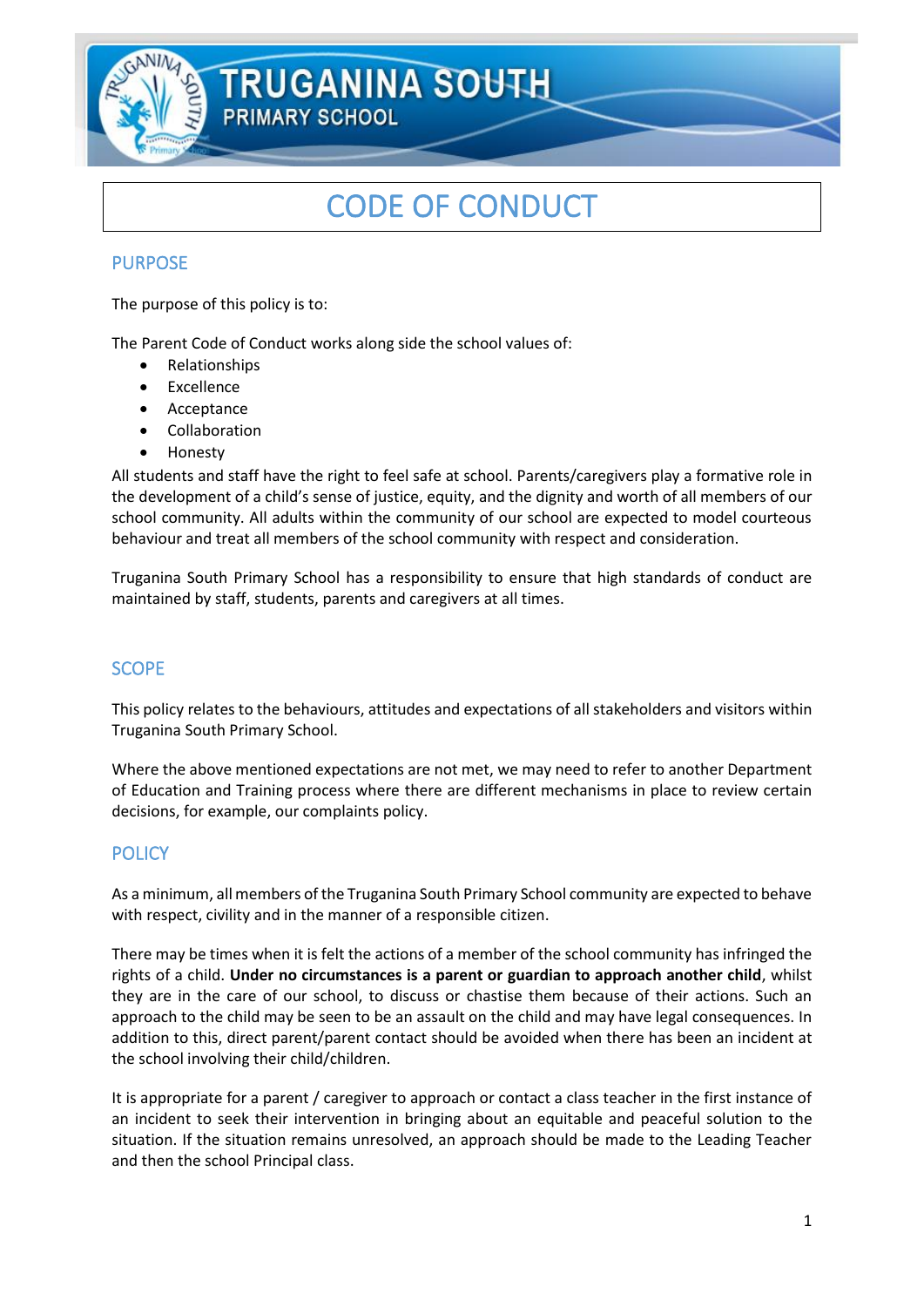# TRUGANINA SOUTH PRIMARY SCHOOL

# CODE OF CONDUCT

## PURPOSE

The purpose of this policy is to:

The Parent Code of Conduct works along side the school values of:

- Relationships
- Excellence
- Acceptance
- Collaboration
- Honesty

All students and staff have the right to feel safe at school. Parents/caregivers play a formative role in the development of a child's sense of justice, equity, and the dignity and worth of all members of our school community. All adults within the community of our school are expected to model courteous behaviour and treat all members of the school community with respect and consideration.

Truganina South Primary School has a responsibility to ensure that high standards of conduct are maintained by staff, students, parents and caregivers at all times.

## SCOPE

This policy relates to the behaviours, attitudes and expectations of all stakeholders and visitors within Truganina South Primary School.

Where the above mentioned expectations are not met, we may need to refer to another Department of Education and Training process where there are different mechanisms in place to review certain decisions, for example, our complaints policy.

## POLICY

As a minimum, all members of the Truganina South Primary School community are expected to behave with respect, civility and in the manner of a responsible citizen.

There may be times when it is felt the actions of a member of the school community has infringed the rights of a child. **Under no circumstances is a parent or guardian to approach another child**, whilst they are in the care of our school, to discuss or chastise them because of their actions. Such an approach to the child may be seen to be an assault on the child and may have legal consequences. In addition to this, direct parent/parent contact should be avoided when there has been an incident at the school involving their child/children.

It is appropriate for a parent / caregiver to approach or contact a class teacher in the first instance of an incident to seek their intervention in bringing about an equitable and peaceful solution to the situation. If the situation remains unresolved, an approach should be made to the Leading Teacher and then the school Principal class.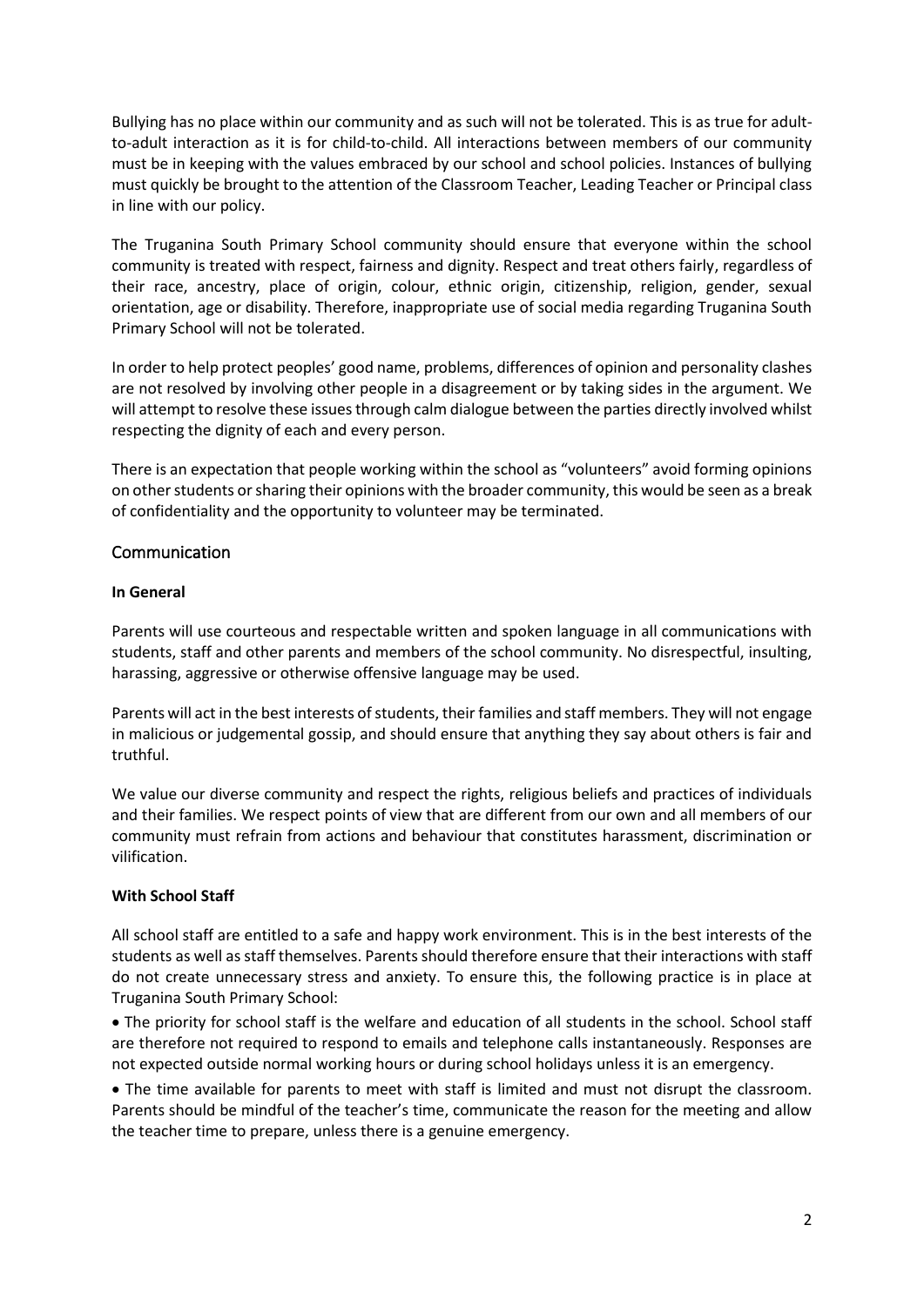Bullying has no place within our community and as such will not be tolerated. This is as true for adult-to-adult interaction as it is for child-to-child. All interactions between members of our community must be in keeping with the values embraced by our school and school policies. Instances of bullying must quickly be brought to the attention of the Classroom Teacher, Leading Teacher or Principal class in line with our policy.

The Truganina South Primary School community should ensure that everyone within the school community is treated with respect, fairness and dignity. Respect and treat others fairly, regardless of their race, ancestry, place of origin, colour, ethnic origin, citizenship, religion, gender, sexual orientation, age or disability. Therefore, inappropriate use of social media regarding Truganina South Primary School will not be tolerated.

In order to help protect peoples' good name, problems, differences of opinion and personality clashes are not resolved by involving other people in a disagreement or by taking sides in the argument. We will attempt to resolve these issues through calm dialogue between the parties directly involved whilst respecting the dignity of each and every person.

There is an expectation that people working within the school as "volunteers" avoid forming opinions on other students or sharing their opinions with the broader community, this would be seen as a break of confidentiality and the opportunity to volunteer may be terminated.

## Communication

**In General**

Parents will use courteous and respectable written and spoken language in all communications with students, staff and other parents and members of the school community. No disrespectful, insulting, harassing, aggressive or otherwise offensive language may be used.

Parents will act in the best interests of students, their families and staff members. They will not engage in malicious or judgemental gossip, and should ensure that anything they say about others is fair and truthful.

We value our diverse community and respect the rights, religious beliefs and practices of individuals and their families. We respect points of view that are different from our own and all members of our community must refrain from actions and behaviour that constitutes harassment, discrimination or vilification.

**With School Staff**

All school staff are entitled to a safe and happy work environment. This is in the best interests of the students as well as staff themselves. Parents should therefore ensure that their interactions with staff do not create unnecessary stress and anxiety. To ensure this, the following practice is in place at Truganina South Primary School:

- The priority for school staff is the welfare and education of all students in the school. School staff are therefore not required to respond to emails and telephone calls instantaneously. Responses are not expected outside normal working hours or during school holidays unless it is an emergency.
- The time available for parents to meet with staff is limited and must not disrupt the classroom. Parents should be mindful of the teacher's time, communicate the reason for the meeting and allow the teacher time to prepare, unless there is a genuine emergency.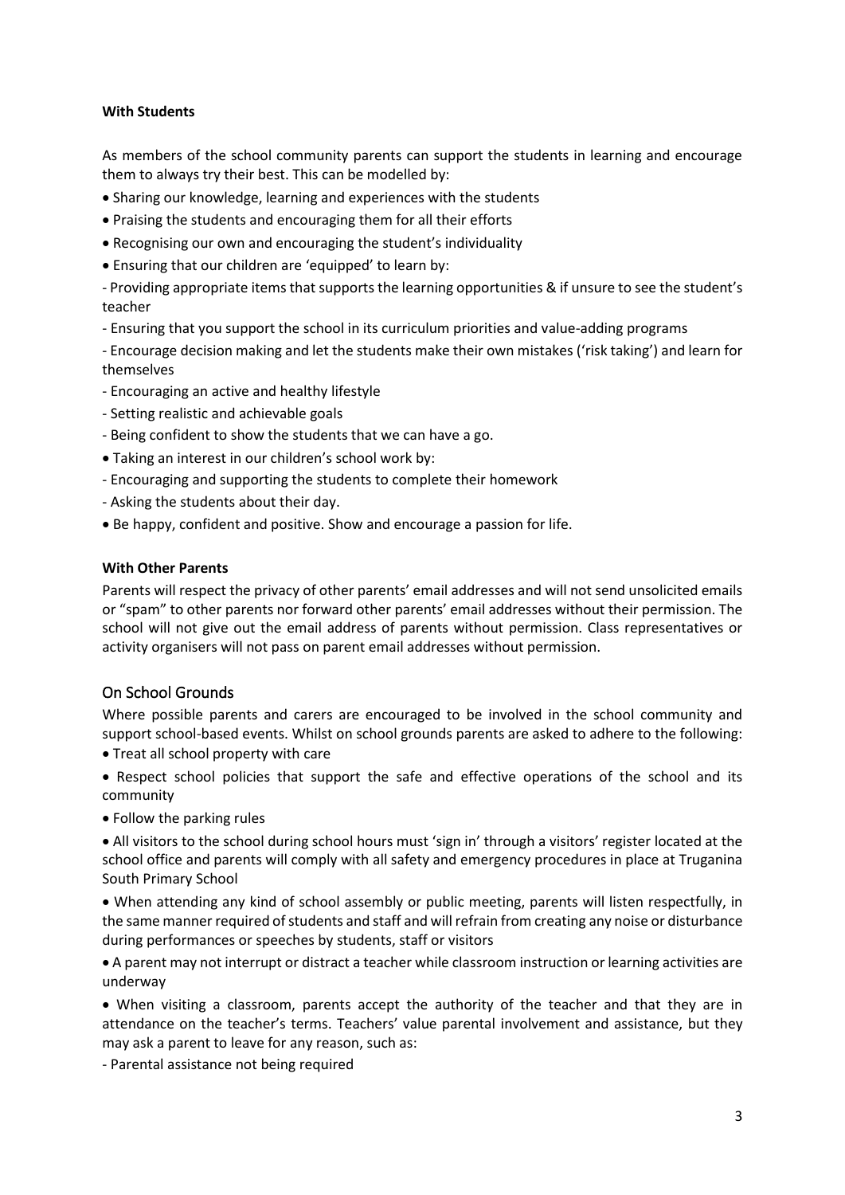**With Students**

As members of the school community parents can support the students in learning and encourage them to always try their best. This can be modelled by:

- Sharing our knowledge, learning and experiences with the students
- Praising the students and encouraging them for all their efforts
- Recognising our own and encouraging the student's individuality
- Ensuring that our children are 'equipped' to learn by:

- Providing appropriate items that supports the learning opportunities & if unsure to see the student's teacher
- Ensuring that you support the school in its curriculum priorities and value-adding programs
- Encourage decision making and let the students make their own mistakes ('risk taking') and learn for themselves
- Encouraging an active and healthy lifestyle
- Setting realistic and achievable goals
- Being confident to show the students that we can have a go.

- Taking an interest in our children's school work by:

- Encouraging and supporting the students to complete their homework
- Asking the students about their day.

- Be happy, confident and positive. Show and encourage a passion for life.

**With Other Parents**

Parents will respect the privacy of other parents' email addresses and will not send unsolicited emails or "spam" to other parents nor forward other parents' email addresses without their permission. The school will not give out the email address of parents without permission. Class representatives or activity organisers will not pass on parent email addresses without permission.

## On School Grounds

Where possible parents and carers are encouraged to be involved in the school community and support school-based events. Whilst on school grounds parents are asked to adhere to the following:

- Treat all school property with care
- Respect school policies that support the safe and effective operations of the school and its community
- Follow the parking rules
- All visitors to the school during school hours must 'sign in' through a visitors' register located at the school office and parents will comply with all safety and emergency procedures in place at Truganina South Primary School
- When attending any kind of school assembly or public meeting, parents will listen respectfully, in the same manner required of students and staff and will refrain from creating any noise or disturbance during performances or speeches by students, staff or visitors
- A parent may not interrupt or distract a teacher while classroom instruction or learning activities are underway
- When visiting a classroom, parents accept the authority of the teacher and that they are in attendance on the teacher's terms. Teachers' value parental involvement and assistance, but they may ask a parent to leave for any reason, such as:

- Parental assistance not being required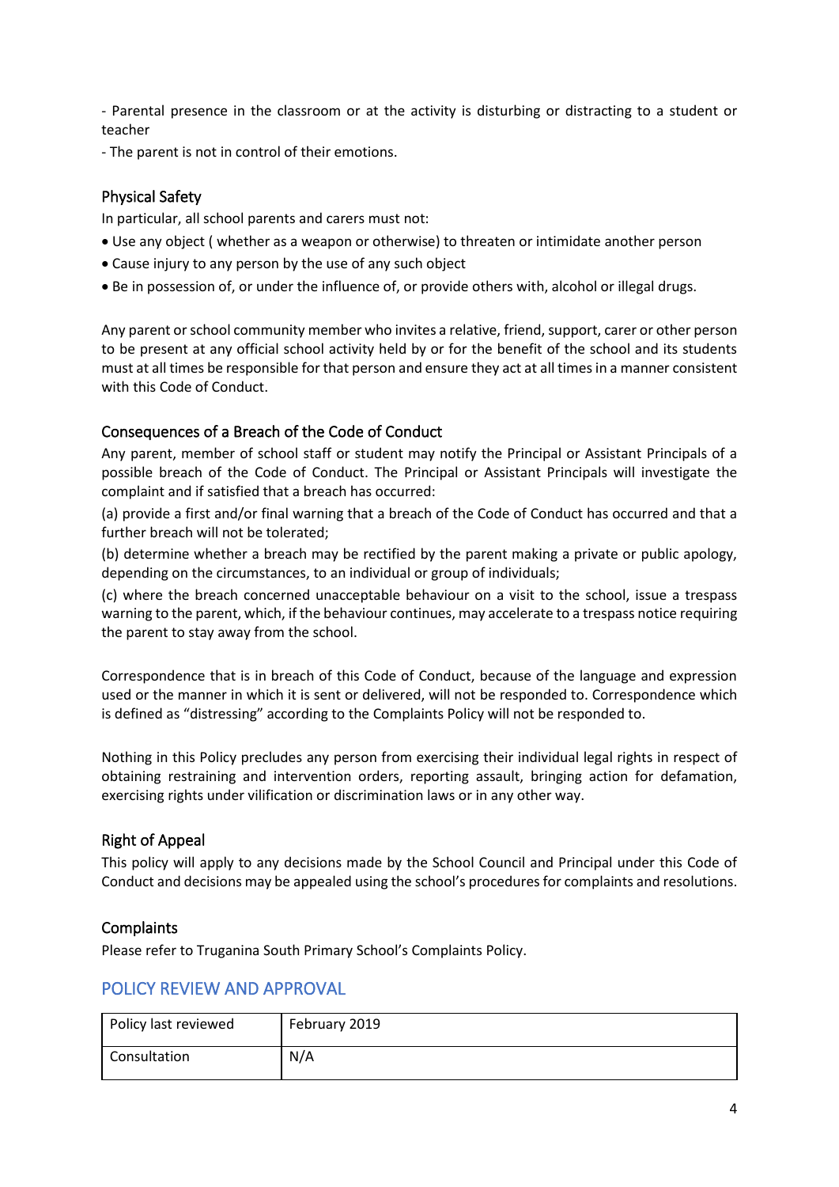- Parental presence in the classroom or at the activity is disturbing or distracting to a student or teacher

- The parent is not in control of their emotions.

### Physical Safety

In particular, all school parents and carers must not:

- Use any object ( whether as a weapon or otherwise) to threaten or intimidate another person
- Cause injury to any person by the use of any such object
- Be in possession of, or under the influence of, or provide others with, alcohol or illegal drugs.

Any parent or school community member who invites a relative, friend, support, carer or other person to be present at any official school activity held by or for the benefit of the school and its students must at all times be responsible for that person and ensure they act at all times in a manner consistent with this Code of Conduct.

### Consequences of a Breach of the Code of Conduct

Any parent, member of school staff or student may notify the Principal or Assistant Principals of a possible breach of the Code of Conduct. The Principal or Assistant Principals will investigate the complaint and if satisfied that a breach has occurred:

(a) provide a first and/or final warning that a breach of the Code of Conduct has occurred and that a further breach will not be tolerated;

(b) determine whether a breach may be rectified by the parent making a private or public apology, depending on the circumstances, to an individual or group of individuals;

(c) where the breach concerned unacceptable behaviour on a visit to the school, issue a trespass warning to the parent, which, if the behaviour continues, may accelerate to a trespass notice requiring the parent to stay away from the school.

Correspondence that is in breach of this Code of Conduct, because of the language and expression used or the manner in which it is sent or delivered, will not be responded to. Correspondence which is defined as "distressing" according to the Complaints Policy will not be responded to.

Nothing in this Policy precludes any person from exercising their individual legal rights in respect of obtaining restraining and intervention orders, reporting assault, bringing action for defamation, exercising rights under vilification or discrimination laws or in any other way.

### Right of Appeal

This policy will apply to any decisions made by the School Council and Principal under this Code of Conduct and decisions may be appealed using the school's procedures for complaints and resolutions.

### Complaints

Please refer to Truganina South Primary School's Complaints Policy.

## POLICY REVIEW AND APPROVAL

| Policy last reviewed | February 2019 |
|---|---|
| Consultation | N/A |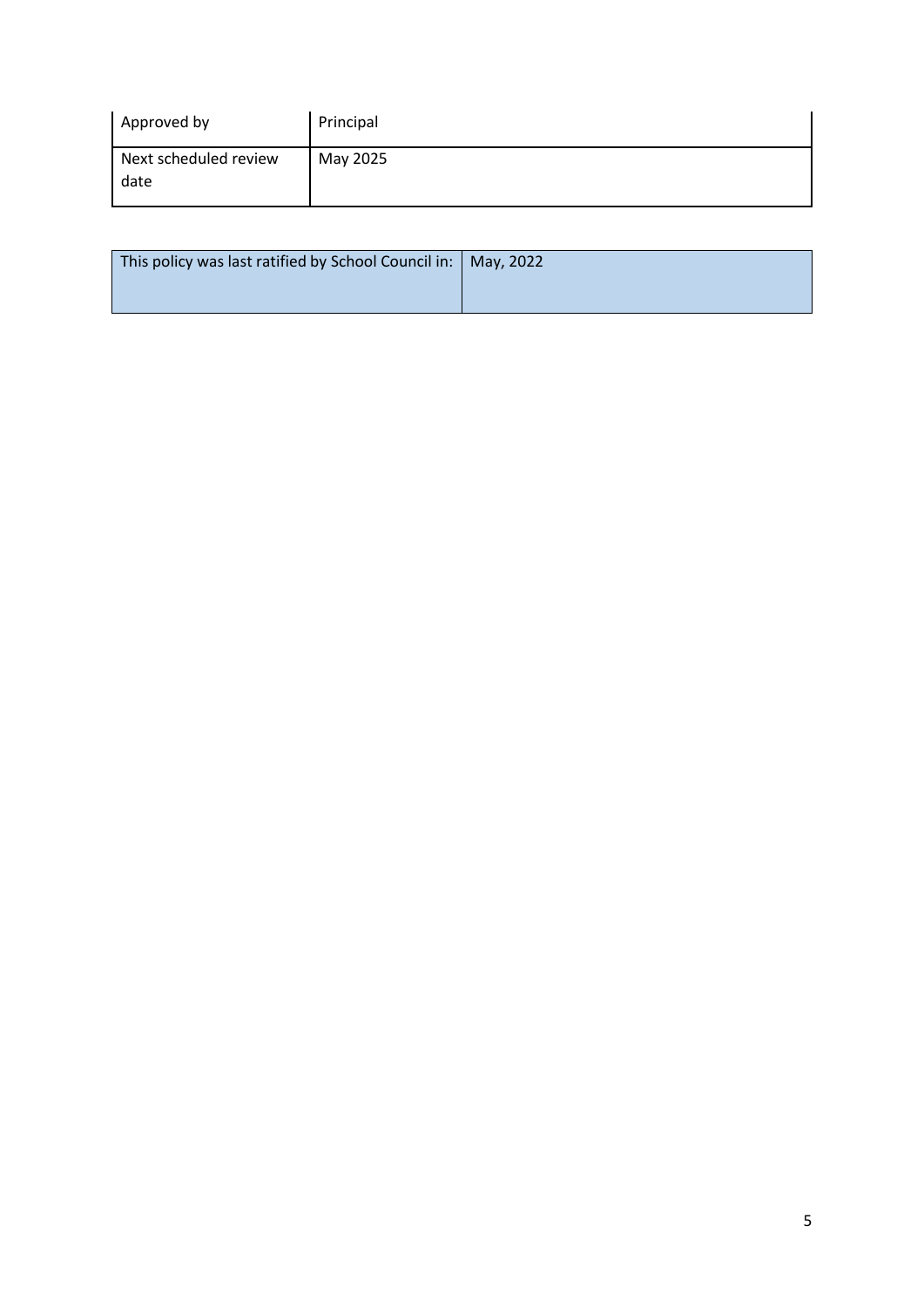| | |
|---|---|
| Approved by | Principal |
| Next scheduled review date | May 2025 |

| | |
|---|---|
| This policy was last ratified by School Council in: | May, 2022 |